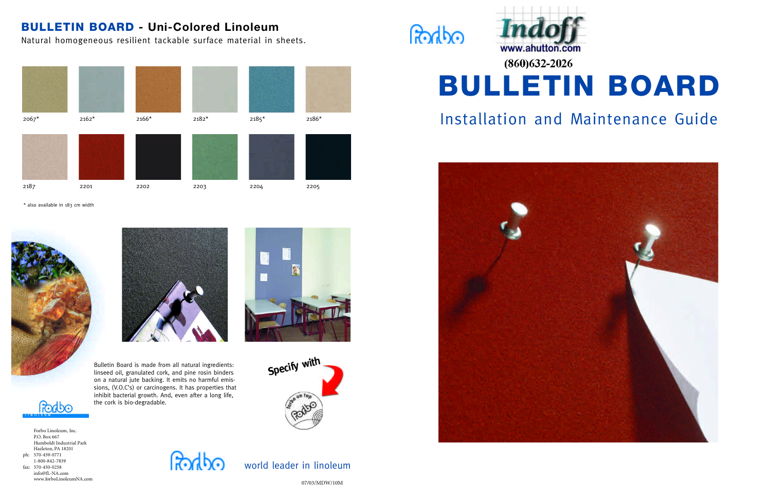## BULLETIN BOARD - Uni-Colored Linoleum

Natural homogeneous resilient tackable surface material in sheets.

2067* 2162* 2166* 2182* 2185* 2186*

2187 2201 2202 2203 2204 2205

* also available in 183 cm width

Bulletin Board is made from all natural ingredients: linseed oil, granulated cork, and pine rosin binders on a natural jute backing. It emits no harmful emissions, (V.O.C's) or carcinogens. It has properties that inhibit bacterial growth. And, even after a long life, the cork is bio-degradable.

Specify with

forbo on top

Forbo Linoleum, Inc.
P.O. Box 667
Humboldt Industrial Park
Hazleton, PA 18201
ph: 570-459-0771
1-800-842-7839
fax: 570-450-0258
info@fL-NA.com
www.forboLinoleumNA.com

forbo world leader in linoleum

07/03/MDW/10M

forbo

Indoff
www.ahutton.com
(860)632-2026

# BULLETIN BOARD

## Installation and Maintenance Guide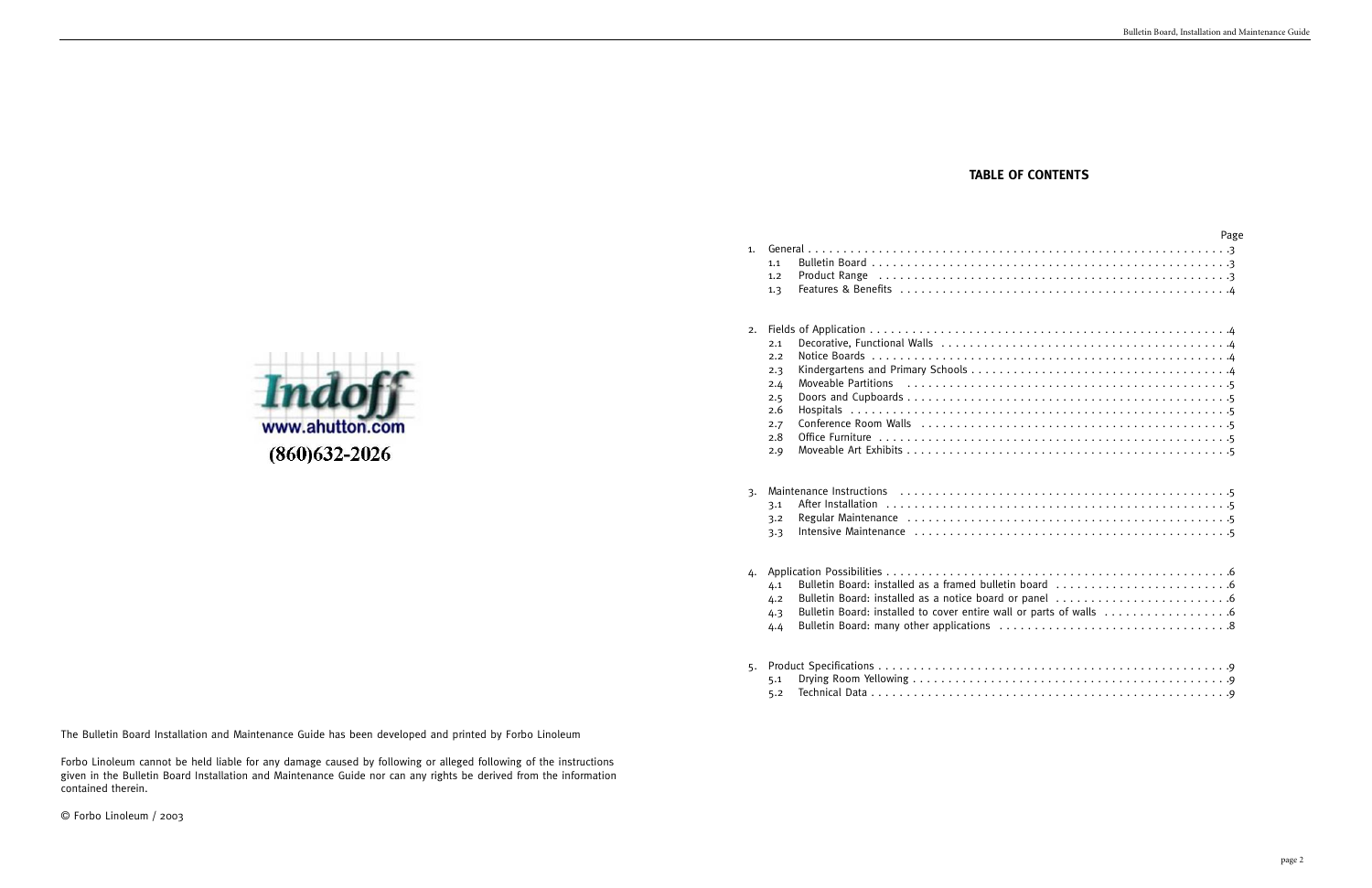The Bulletin Board Installation and Maintenance Guide has been developed and printed by Forbo Linoleum

Forbo Linoleum cannot be held liable for any damage caused by following or alleged following of the instructions given in the Bulletin Board Installation and Maintenance Guide nor can any rights be derived from the information contained therein.

© Forbo Linoleum / 2003

Indoff
www.ahutton.com
(860)632-2026

**TABLE OF CONTENTS**

| | | Page |
|---|---|---|
| 1. | General | 3 |
| 1.1 | Bulletin Board | 3 |
| 1.2 | Product Range | 3 |
| 1.3 | Features & Benefits | 4 |
| 2. | Fields of Application | 4 |
| 2.1 | Decorative, Functional Walls | 4 |
| 2.2 | Notice Boards | 4 |
| 2.3 | Kindergartens and Primary Schools | 4 |
| 2.4 | Moveable Partitions | 5 |
| 2.5 | Doors and Cupboards | 5 |
| 2.6 | Hospitals | 5 |
| 2.7 | Conference Room Walls | 5 |
| 2.8 | Office Furniture | 5 |
| 2.9 | Moveable Art Exhibits | 5 |
| 3. | Maintenance Instructions | 5 |
| 3.1 | After Installation | 5 |
| 3.2 | Regular Maintenance | 5 |
| 3.3 | Intensive Maintenance | 5 |
| 4. | Application Possibilities | 6 |
| 4.1 | Bulletin Board: installed as a framed bulletin board | 6 |
| 4.2 | Bulletin Board: installed as a notice board or panel | 6 |
| 4.3 | Bulletin Board: installed to cover entire wall or parts of walls | 6 |
| 4.4 | Bulletin Board: many other applications | 8 |
| 5. | Product Specifications | 9 |
| 5.1 | Drying Room Yellowing | 9 |
| 5.2 | Technical Data | 9 |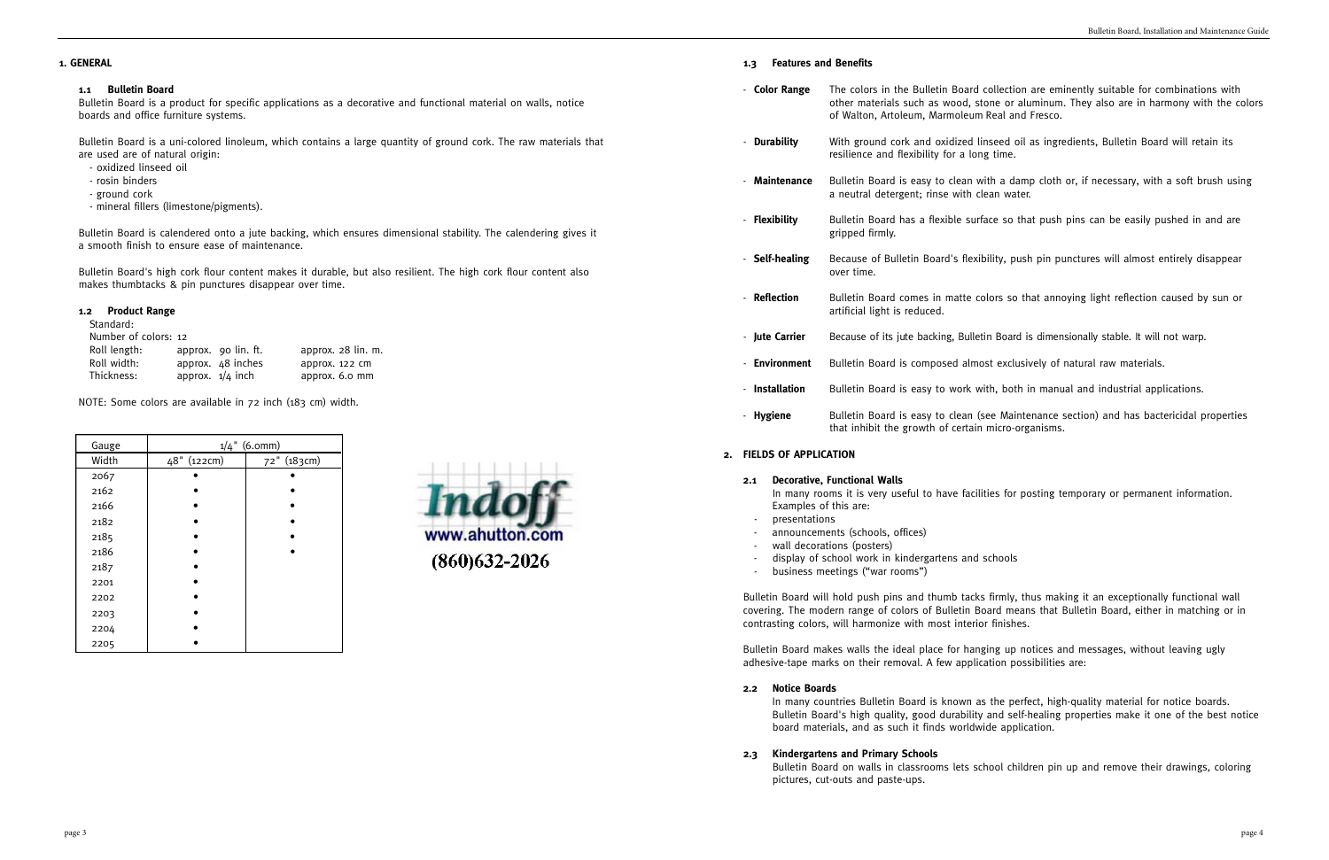# 1. GENERAL

## 1.1 Bulletin Board

Bulletin Board is a product for specific applications as a decorative and functional material on walls, notice boards and office furniture systems.

Bulletin Board is a uni-colored linoleum, which contains a large quantity of ground cork. The raw materials that are used are of natural origin:

- oxidized linseed oil
- rosin binders
- ground cork
- mineral fillers (limestone/pigments).

Bulletin Board is calendered onto a jute backing, which ensures dimensional stability. The calendering gives it a smooth finish to ensure ease of maintenance.

Bulletin Board's high cork flour content makes it durable, but also resilient. The high cork flour content also makes thumbtacks & pin punctures disappear over time.

## 1.2 Product Range

Standard:

Number of colors: 12

| | | |
|---|---|---|
| Roll length: | approx. 90 lin. ft. | approx. 28 lin. m. |
| Roll width: | approx. 48 inches | approx. 122 cm |
| Thickness: | approx. 1/4 inch | approx. 6.0 mm |

NOTE: Some colors are available in 72 inch (183 cm) width.

| Gauge | 1/4" (6.0mm) | |
|---|---|---|
| Width | 48" (122cm) | 72" (183cm) |
| 2067 | • | • |
| 2162 | • | • |
| 2166 | • | • |
| 2182 | • | • |
| 2185 | • | • |
| 2186 | • | • |
| 2187 | • | |
| 2201 | • | |
| 2202 | • | |
| 2203 | • | |
| 2204 | • | |
| 2205 | • | |

Indoff
www.ahutton.com
(860)632-2026

## 1.3 Features and Benefits

- **Color Range** The colors in the Bulletin Board collection are eminently suitable for combinations with other materials such as wood, stone or aluminum. They also are in harmony with the colors of Walton, Artoleum, Marmoleum Real and Fresco.
- **Durability** With ground cork and oxidized linseed oil as ingredients, Bulletin Board will retain its resilience and flexibility for a long time.
- **Maintenance** Bulletin Board is easy to clean with a damp cloth or, if necessary, with a soft brush using a neutral detergent; rinse with clean water.
- **Flexibility** Bulletin Board has a flexible surface so that push pins can be easily pushed in and are gripped firmly.
- **Self-healing** Because of Bulletin Board's flexibility, push pin punctures will almost entirely disappear over time.
- **Reflection** Bulletin Board comes in matte colors so that annoying light reflection caused by sun or artificial light is reduced.
- **Jute Carrier** Because of its jute backing, Bulletin Board is dimensionally stable. It will not warp.
- **Environment** Bulletin Board is composed almost exclusively of natural raw materials.
- **Installation** Bulletin Board is easy to work with, both in manual and industrial applications.
- **Hygiene** Bulletin Board is easy to clean (see Maintenance section) and has bactericidal properties that inhibit the growth of certain micro-organisms.

# 2. FIELDS OF APPLICATION

## 2.1 Decorative, Functional Walls

In many rooms it is very useful to have facilities for posting temporary or permanent information. Examples of this are:

- presentations
- announcements (schools, offices)
- wall decorations (posters)
- display of school work in kindergartens and schools
- business meetings ("war rooms")

Bulletin Board will hold push pins and thumb tacks firmly, thus making it an exceptionally functional wall covering. The modern range of colors of Bulletin Board means that Bulletin Board, either in matching or in contrasting colors, will harmonize with most interior finishes.

Bulletin Board makes walls the ideal place for hanging up notices and messages, without leaving ugly adhesive-tape marks on their removal. A few application possibilities are:

## 2.2 Notice Boards

In many countries Bulletin Board is known as the perfect, high-quality material for notice boards. Bulletin Board's high quality, good durability and self-healing properties make it one of the best notice board materials, and as such it finds worldwide application.

## 2.3 Kindergartens and Primary Schools

Bulletin Board on walls in classrooms lets school children pin up and remove their drawings, coloring pictures, cut-outs and paste-ups.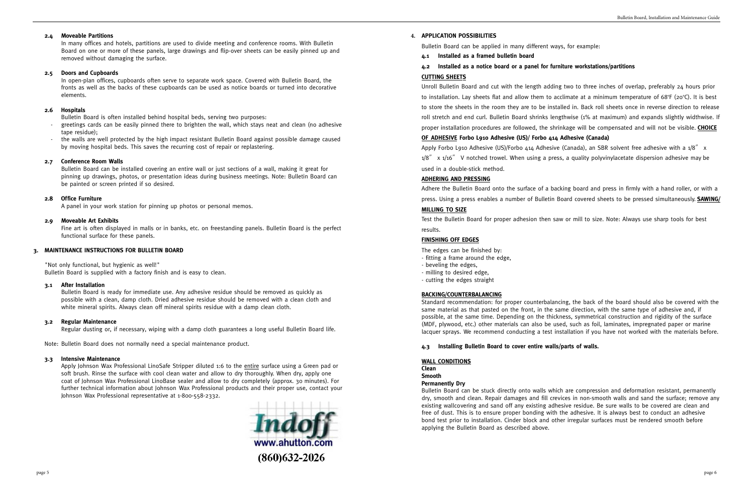**2.4 Moveable Partitions**

In many offices and hotels, partitions are used to divide meeting and conference rooms. With Bulletin Board on one or more of these panels, large drawings and flip-over sheets can be easily pinned up and removed without damaging the surface.

**2.5 Doors and Cupboards**

In open-plan offices, cupboards often serve to separate work space. Covered with Bulletin Board, the fronts as well as the backs of these cupboards can be used as notice boards or turned into decorative elements.

**2.6 Hospitals**

Bulletin Board is often installed behind hospital beds, serving two purposes:

- greetings cards can be easily pinned there to brighten the wall, which stays neat and clean (no adhesive tape residue);
- the walls are well protected by the high impact resistant Bulletin Board against possible damage caused by moving hospital beds. This saves the recurring cost of repair or replastering.

**2.7 Conference Room Walls**

Bulletin Board can be installed covering an entire wall or just sections of a wall, making it great for pinning up drawings, photos, or presentation ideas during business meetings. Note: Bulletin Board can be painted or screen printed if so desired.

**2.8 Office Furniture**

A panel in your work station for pinning up photos or personal memos.

**2.9 Moveable Art Exhibits**

Fine art is often displayed in malls or in banks, etc. on freestanding panels. Bulletin Board is the perfect functional surface for these panels.

## 3. MAINTENANCE INSTRUCTIONS FOR BULLETIN BOARD

"Not only functional, but hygienic as well!"
Bulletin Board is supplied with a factory finish and is easy to clean.

**3.1 After Installation**

Bulletin Board is ready for immediate use. Any adhesive residue should be removed as quickly as possible with a clean, damp cloth. Dried adhesive residue should be removed with a clean cloth and white mineral spirits. Always clean off mineral spirits residue with a damp clean cloth.

**3.2 Regular Maintenance**

Regular dusting or, if necessary, wiping with a damp cloth guarantees a long useful Bulletin Board life.

Note: Bulletin Board does not normally need a special maintenance product.

**3.3 Intensive Maintenance**

Apply Johnson Wax Professional LinoSafe Stripper diluted 1:6 to the entire surface using a Green pad or soft brush. Rinse the surface with cool clean water and allow to dry thoroughly. When dry, apply one coat of Johnson Wax Professional LinoBase sealer and allow to dry completely (approx. 30 minutes). For further technical information about Johnson Wax Professional products and their proper use, contact your Johnson Wax Professional representative at 1-800-558-2332.

Indoff
www.ahutton.com
(860)632-2026

## 4. APPLICATION POSSIBILITIES

Bulletin Board can be applied in many different ways, for example:

**4.1 Installed as a framed bulletin board**

**4.2 Installed as a notice board or a panel for furniture workstations/partitions**

**CUTTING SHEETS**

Unroll Bulletin Board and cut with the length adding two to three inches of overlap, preferably 24 hours prior to installation. Lay sheets flat and allow them to acclimate at a minimum temperature of 68°F (20°C). It is best to store the sheets in the room they are to be installed in. Back roll sheets once in reverse direction to release roll stretch and end curl. Bulletin Board shrinks lengthwise (1% at maximum) and expands slightly widthwise. If proper installation procedures are followed, the shrinkage will be compensated and will not be visible.

**CHOICE OF ADHESIVE Forbo L910 Adhesive (US)/ Forbo 414 Adhesive (Canada)**

Apply Forbo L910 Adhesive (US)/Forbo 414 Adhesive (Canada), an SBR solvent free adhesive with a 1/8″ x 1/8″ x 1/16″ V notched trowel. When using a press, a quality polyvinylacetate dispersion adhesive may be used in a double-stick method.

**ADHERING AND PRESSING**

Adhere the Bulletin Board onto the surface of a backing board and press in firmly with a hand roller, or with a press. Using a press enables a number of Bulletin Board covered sheets to be pressed simultaneously.

**SAWING/MILLING TO SIZE**

Test the Bulletin Board for proper adhesion then saw or mill to size. Note: Always use sharp tools for best results.

**FINISHING OFF EDGES**

The edges can be finished by:
- fitting a frame around the edge,
- beveling the edges,
- milling to desired edge,
- cutting the edges straight

**BACKING/COUNTERBALANCING**

Standard recommendation: for proper counterbalancing, the back of the board should also be covered with the same material as that pasted on the front, in the same direction, with the same type of adhesive and, if possible, at the same time. Depending on the thickness, symmetrical construction and rigidity of the surface (MDF, plywood, etc.) other materials can also be used, such as foil, laminates, impregnated paper or marine lacquer sprays. We recommend conducting a test installation if you have not worked with the materials before.

**4.3 Installing Bulletin Board to cover entire walls/parts of walls.**

**WALL CONDITIONS**
**Clean**
**Smooth**
**Permanently Dry**

Bulletin Board can be stuck directly onto walls which are compression and deformation resistant, permanently dry, smooth and clean. Repair damages and fill crevices in non-smooth walls and sand the surface; remove any existing wallcovering and sand off any existing adhesive residue. Be sure walls to be covered are clean and free of dust. This is to ensure proper bonding with the adhesive. It is always best to conduct an adhesive bond test prior to installation. Cinder block and other irregular surfaces must be rendered smooth before applying the Bulletin Board as described above.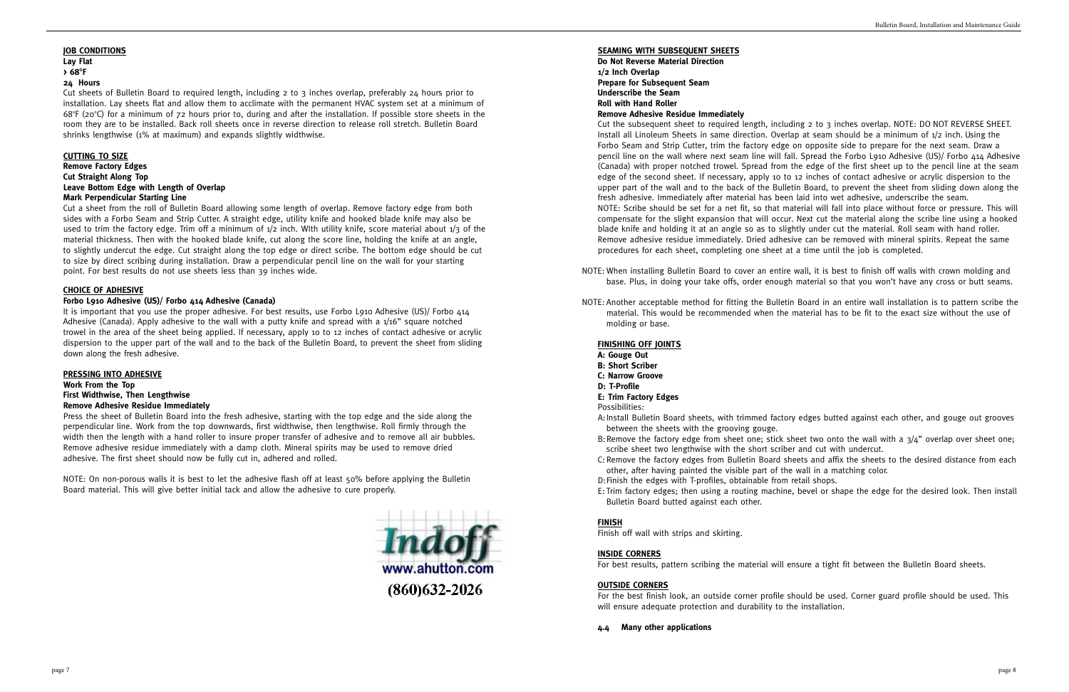### JOB CONDITIONS

**Lay Flat**
**> 68°F**
**24 Hours**

Cut sheets of Bulletin Board to required length, including 2 to 3 inches overlap, preferably 24 hours prior to installation. Lay sheets flat and allow them to acclimate with the permanent HVAC system set at a minimum of 68°F (20°C) for a minimum of 72 hours prior to, during and after the installation. If possible store sheets in the room they are to be installed. Back roll sheets once in reverse direction to release roll stretch. Bulletin Board shrinks lengthwise (1% at maximum) and expands slightly widthwise.

### CUTTING TO SIZE

**Remove Factory Edges**
**Cut Straight Along Top**
**Leave Bottom Edge with Length of Overlap**
**Mark Perpendicular Starting Line**

Cut a sheet from the roll of Bulletin Board allowing some length of overlap. Remove factory edge from both sides with a Forbo Seam and Strip Cutter. A straight edge, utility knife and hooked blade knife may also be used to trim the factory edge. Trim off a minimum of 1/2 inch. With utility knife, score material about 1/3 of the material thickness. Then with the hooked blade knife, cut along the score line, holding the knife at an angle, to slightly undercut the edge. Cut straight along the top edge or direct scribe. The bottom edge should be cut to size by direct scribing during installation. Draw a perpendicular pencil line on the wall for your starting point. For best results do not use sheets less than 39 inches wide.

### CHOICE OF ADHESIVE

**Forbo L910 Adhesive (US)/ Forbo 414 Adhesive (Canada)**

It is important that you use the proper adhesive. For best results, use Forbo L910 Adhesive (US)/ Forbo 414 Adhesive (Canada). Apply adhesive to the wall with a putty knife and spread with a 1/16" square notched trowel in the area of the sheet being applied. If necessary, apply 10 to 12 inches of contact adhesive or acrylic dispersion to the upper part of the wall and to the back of the Bulletin Board, to prevent the sheet from sliding down along the fresh adhesive.

### PRESSING INTO ADHESIVE

**Work From the Top**
**First Widthwise, Then Lengthwise**
**Remove Adhesive Residue Immediately**

Press the sheet of Bulletin Board into the fresh adhesive, starting with the top edge and the side along the perpendicular line. Work from the top downwards, first widthwise, then lengthwise. Roll firmly through the width then the length with a hand roller to insure proper transfer of adhesive and to remove all air bubbles. Remove adhesive residue immediately with a damp cloth. Mineral spirits may be used to remove dried adhesive. The first sheet should now be fully cut in, adhered and rolled.

NOTE: On non-porous walls it is best to let the adhesive flash off at least 50% before applying the Bulletin Board material. This will give better initial tack and allow the adhesive to cure properly.

Indoff
www.ahutton.com
(860)632-2026

### SEAMING WITH SUBSEQUENT SHEETS

**Do Not Reverse Material Direction**
**1/2 Inch Overlap**
**Prepare for Subsequent Seam**
**Underscribe the Seam**
**Roll with Hand Roller**
**Remove Adhesive Residue Immediately**

Cut the subsequent sheet to required length, including 2 to 3 inches overlap. NOTE: DO NOT REVERSE SHEET. Install all Linoleum Sheets in same direction. Overlap at seam should be a minimum of 1/2 inch. Using the Forbo Seam and Strip Cutter, trim the factory edge on opposite side to prepare for the next seam. Draw a pencil line on the wall where next seam line will fall. Spread the Forbo L910 Adhesive (US)/ Forbo 414 Adhesive (Canada) with proper notched trowel. Spread from the edge of the first sheet up to the pencil line at the seam edge of the second sheet. If necessary, apply 10 to 12 inches of contact adhesive or acrylic dispersion to the upper part of the wall and to the back of the Bulletin Board, to prevent the sheet from sliding down along the fresh adhesive. Immediately after material has been laid into wet adhesive, underscribe the seam. NOTE: Scribe should be set for a net fit, so that material will fall into place without force or pressure. This will compensate for the slight expansion that will occur. Next cut the material along the scribe line using a hooked blade knife and holding it at an angle so as to slightly under cut the material. Roll seam with hand roller. Remove adhesive residue immediately. Dried adhesive can be removed with mineral spirits. Repeat the same procedures for each sheet, completing one sheet at a time until the job is completed.

NOTE: When installing Bulletin Board to cover an entire wall, it is best to finish off walls with crown molding and base. Plus, in doing your take offs, order enough material so that you won't have any cross or butt seams.

NOTE: Another acceptable method for fitting the Bulletin Board in an entire wall installation is to pattern scribe the material. This would be recommended when the material has to be fit to the exact size without the use of molding or base.

### FINISHING OFF JOINTS

**A: Gouge Out**
**B: Short Scriber**
**C: Narrow Groove**
**D: T-Profile**
**E: Trim Factory Edges**

Possibilities:

A: Install Bulletin Board sheets, with trimmed factory edges butted against each other, and gouge out grooves between the sheets with the grooving gouge.
B: Remove the factory edge from sheet one; stick sheet two onto the wall with a 3/4" overlap over sheet one; scribe sheet two lengthwise with the short scriber and cut with undercut.
C: Remove the factory edges from Bulletin Board sheets and affix the sheets to the desired distance from each other, after having painted the visible part of the wall in a matching color.
D: Finish the edges with T-profiles, obtainable from retail shops.
E: Trim factory edges; then using a routing machine, bevel or shape the edge for the desired look. Then install Bulletin Board butted against each other.

### FINISH

Finish off wall with strips and skirting.

### INSIDE CORNERS

For best results, pattern scribing the material will ensure a tight fit between the Bulletin Board sheets.

### OUTSIDE CORNERS

For the best finish look, an outside corner profile should be used. Corner guard profile should be used. This will ensure adequate protection and durability to the installation.

**4.4 Many other applications**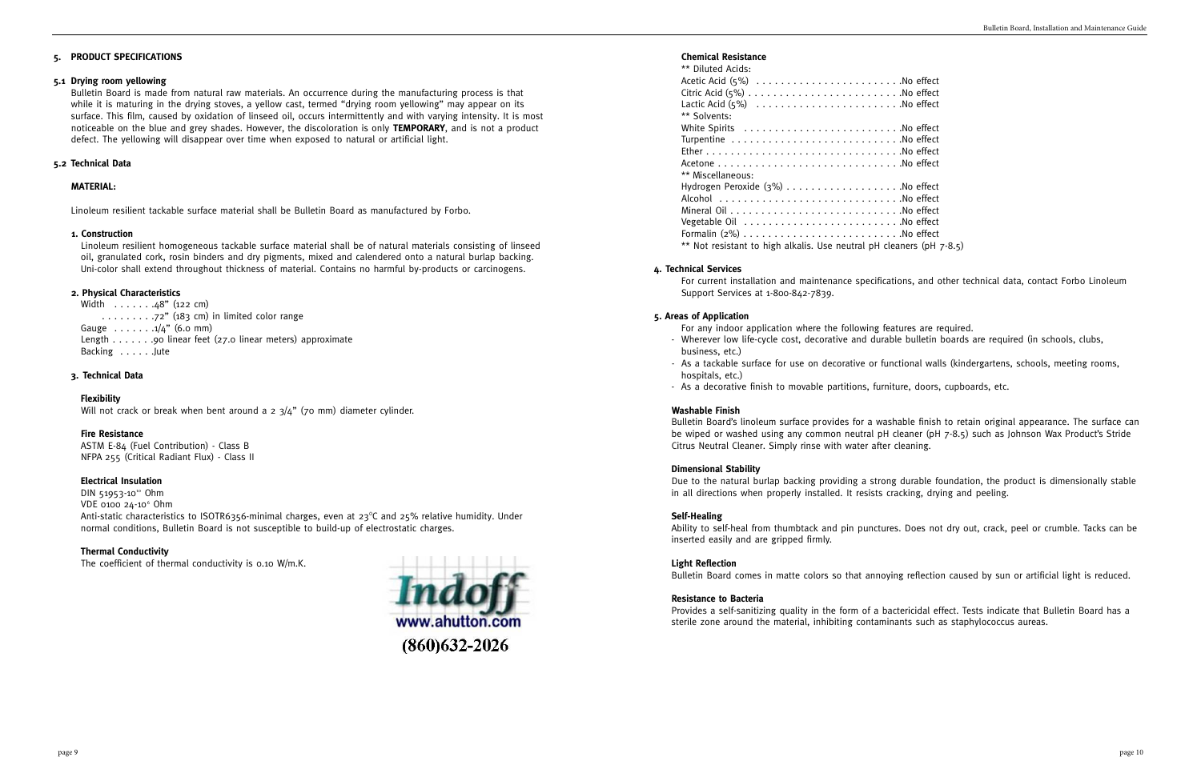## 5. PRODUCT SPECIFICATIONS

### 5.1 Drying room yellowing

Bulletin Board is made from natural raw materials. An occurrence during the manufacturing process is that while it is maturing in the drying stoves, a yellow cast, termed "drying room yellowing" may appear on its surface. This film, caused by oxidation of linseed oil, occurs intermittently and with varying intensity. It is most noticeable on the blue and grey shades. However, the discoloration is only **TEMPORARY**, and is not a product defect. The yellowing will disappear over time when exposed to natural or artificial light.

### 5.2 Technical Data

**MATERIAL:**

Linoleum resilient tackable surface material shall be Bulletin Board as manufactured by Forbo.

**1. Construction**

Linoleum resilient homogeneous tackable surface material shall be of natural materials consisting of linseed oil, granulated cork, rosin binders and dry pigments, mixed and calendered onto a natural burlap backing. Uni-color shall extend throughout thickness of material. Contains no harmful by-products or carcinogens.

**2. Physical Characteristics**

Width . . . . . . .48" (122 cm)
. . . . . . . . .72" (183 cm) in limited color range
Gauge . . . . . . .1/4" (6.0 mm)
Length . . . . . . .90 linear feet (27.0 linear meters) approximate
Backing . . . . . .Jute

**3. Technical Data**

**Flexibility**

Will not crack or break when bent around a 2 3/4" (70 mm) diameter cylinder.

**Fire Resistance**

ASTM E-84 (Fuel Contribution) - Class B
NFPA 255 (Critical Radiant Flux) - Class II

**Electrical Insulation**

DIN 51953-$10^{10}$ Ohm
VDE 0100 24-$10^{6}$ Ohm
Anti-static characteristics to ISOTR6356-minimal charges, even at 23°C and 25% relative humidity. Under normal conditions, Bulletin Board is not susceptible to build-up of electrostatic charges.

**Thermal Conductivity**

The coefficient of thermal conductivity is 0.10 W/m.K.

Indoff
www.ahutton.com
(860)632-2026

**Chemical Resistance**

** Diluted Acids:
Acetic Acid (5%) . . . . . . . . . . . . . . . . . . . . . . . .No effect
Citric Acid (5%) . . . . . . . . . . . . . . . . . . . . . . . . .No effect
Lactic Acid (5%) . . . . . . . . . . . . . . . . . . . . . . . .No effect
** Solvents:
White Spirits . . . . . . . . . . . . . . . . . . . . . . . . .No effect
Turpentine . . . . . . . . . . . . . . . . . . . . . . . . . . .No effect
Ether . . . . . . . . . . . . . . . . . . . . . . . . . . . . . . .No effect
Acetone . . . . . . . . . . . . . . . . . . . . . . . . . . . . .No effect
** Miscellaneous:
Hydrogen Peroxide (3%) . . . . . . . . . . . . . . . . . .No effect
Alcohol . . . . . . . . . . . . . . . . . . . . . . . . . . . . .No effect
Mineral Oil . . . . . . . . . . . . . . . . . . . . . . . . . . .No effect
Vegetable Oil . . . . . . . . . . . . . . . . . . . . . . . . .No effect
Formalin (2%) . . . . . . . . . . . . . . . . . . . . . . . . .No effect
** Not resistant to high alkalis. Use neutral pH cleaners (pH 7-8.5)

**4. Technical Services**

For current installation and maintenance specifications, and other technical data, contact Forbo Linoleum Support Services at 1-800-842-7839.

**5. Areas of Application**

For any indoor application where the following features are required.

- Wherever low life-cycle cost, decorative and durable bulletin boards are required (in schools, clubs, business, etc.)
- As a tackable surface for use on decorative or functional walls (kindergartens, schools, meeting rooms, hospitals, etc.)
- As a decorative finish to movable partitions, furniture, doors, cupboards, etc.

**Washable Finish**

Bulletin Board's linoleum surface provides for a washable finish to retain original appearance. The surface can be wiped or washed using any common neutral pH cleaner (pH 7-8.5) such as Johnson Wax Product's Stride Citrus Neutral Cleaner. Simply rinse with water after cleaning.

**Dimensional Stability**

Due to the natural burlap backing providing a strong durable foundation, the product is dimensionally stable in all directions when properly installed. It resists cracking, drying and peeling.

**Self-Healing**

Ability to self-heal from thumbtack and pin punctures. Does not dry out, crack, peel or crumble. Tacks can be inserted easily and are gripped firmly.

**Light Reflection**

Bulletin Board comes in matte colors so that annoying reflection caused by sun or artificial light is reduced.

**Resistance to Bacteria**

Provides a self-sanitizing quality in the form of a bactericidal effect. Tests indicate that Bulletin Board has a sterile zone around the material, inhibiting contaminants such as staphylococcus aureas.